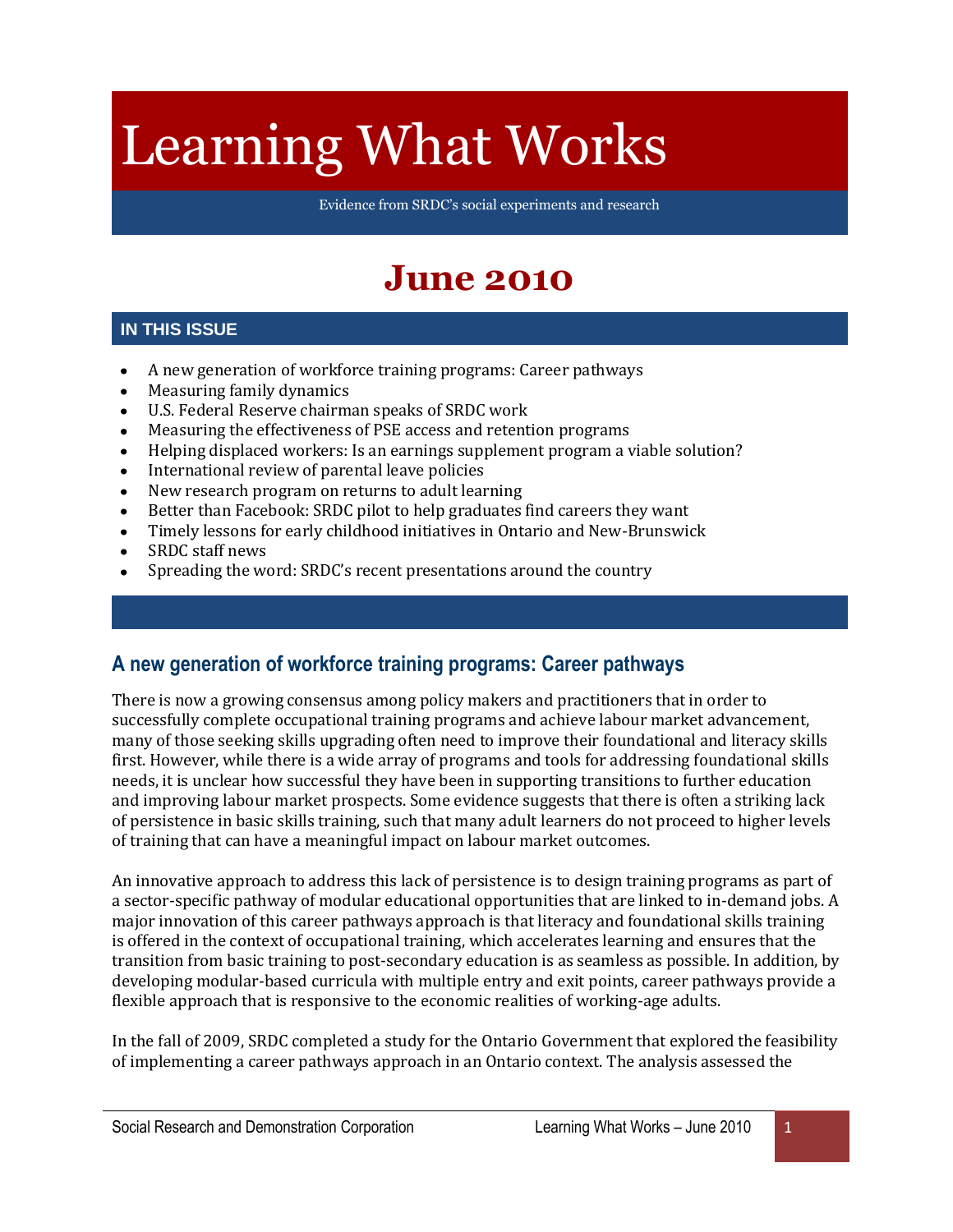# Learning What Works

Evidence from SRDC's social experiments and research

# June 2010

## IN THIS ISSUE

- A new generation of workforce training programs: Career pathways
- Measuring family dynamics
- U.S. Federal Reserve chairman speaks of SRDC work
- Measuring the effectiveness of PSE access and retention programs
- Helping displaced workers: Is an earnings supplement program a viable solution?
- International review of parental leave policies
- New research program on returns to adult learning
- Better than Facebook: SRDC pilot to help graduates find careers they want
- Timely lessons for early childhood initiatives in Ontario and New-Brunswick
- SRDC staff news
- Spreading the word: SRDC's recent presentations around the country

## A new generation of workforce training programs: Career pathways

There is now a growing consensus among policy makers and practitioners that in order to successfully complete occupational training programs and achieve labour market advancement, many of those seeking skills upgrading often need to improve their foundational and literacy skills first. However, while there is a wide array of programs and tools for addressing foundational skills needs, it is unclear how successful they have been in supporting transitions to further education and improving labour market prospects. Some evidence suggests that there is often a striking lack of persistence in basic skills training, such that many adult learners do not proceed to higher levels of training that can have a meaningful impact on labour market outcomes.

An innovative approach to address this lack of persistence is to design training programs as part of a sector-specific pathway of modular educational opportunities that are linked to in-demand jobs. A major innovation of this career pathways approach is that literacy and foundational skills training is offered in the context of occupational training, which accelerates learning and ensures that the transition from basic training to post-secondary education is as seamless as possible. In addition, by developing modular-based curricula with multiple entry and exit points, career pathways provide a flexible approach that is responsive to the economic realities of working-age adults.

In the fall of 2009, SRDC completed a study for the Ontario Government that explored the feasibility of implementing a career pathways approach in an Ontario context. The analysis assessed the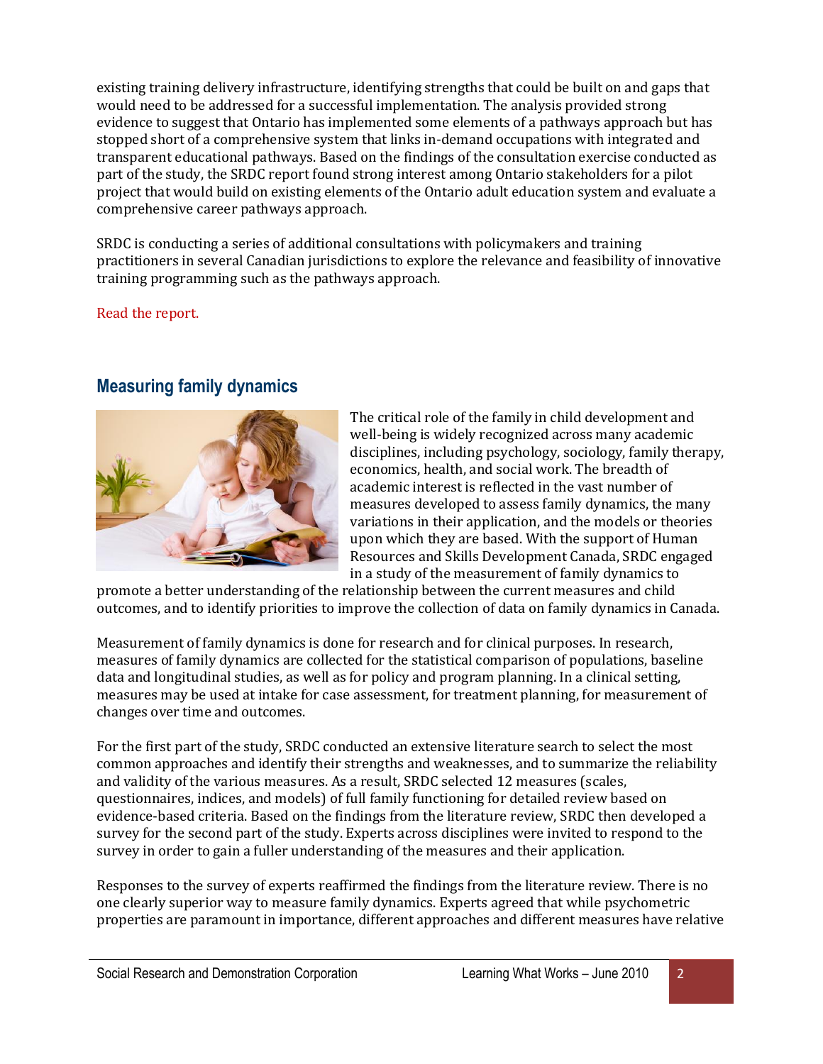existing training delivery infrastructure, identifying strengths that could be built on and gaps that would need to be addressed for a successful implementation. The analysis provided strong evidence to suggest that Ontario has implemented some elements of a pathways approach but has stopped short of a comprehensive system that links in-demand occupations with integrated and transparent educational pathways. Based on the findings of the consultation exercise conducted as part of the study, the SRDC report found strong interest among Ontario stakeholders for a pilot project that would build on existing elements of the Ontario adult education system and evaluate a comprehensive career pathways approach.

SRDC is conducting a series of additional consultations with policymakers and training practitioners in several Canadian jurisdictions to explore the relevance and feasibility of innovative training programming such as the pathways approach.

Read the report.

## Measuring family dynamics

The critical role of the family in child development and well-being is widely recognized across many academic disciplines, including psychology, sociology, family therapy, economics, health, and social work. The breadth of academic interest is reflected in the vast number of measures developed to assess family dynamics, the many variations in their application, and the models or theories upon which they are based. With the support of Human Resources and Skills Development Canada, SRDC engaged in a study of the measurement of family dynamics to promote a better understanding of the relationship between the current measures and child outcomes, and to identify priorities to improve the collection of data on family dynamics in Canada.

Measurement of family dynamics is done for research and for clinical purposes. In research, measures of family dynamics are collected for the statistical comparison of populations, baseline data and longitudinal studies, as well as for policy and program planning. In a clinical setting, measures may be used at intake for case assessment, for treatment planning, for measurement of changes over time and outcomes.

For the first part of the study, SRDC conducted an extensive literature search to select the most common approaches and identify their strengths and weaknesses, and to summarize the reliability and validity of the various measures. As a result, SRDC selected 12 measures (scales, questionnaires, indices, and models) of full family functioning for detailed review based on evidence-based criteria. Based on the findings from the literature review, SRDC then developed a survey for the second part of the study. Experts across disciplines were invited to respond to the survey in order to gain a fuller understanding of the measures and their application.

Responses to the survey of experts reaffirmed the findings from the literature review. There is no one clearly superior way to measure family dynamics. Experts agreed that while psychometric properties are paramount in importance, different approaches and different measures have relative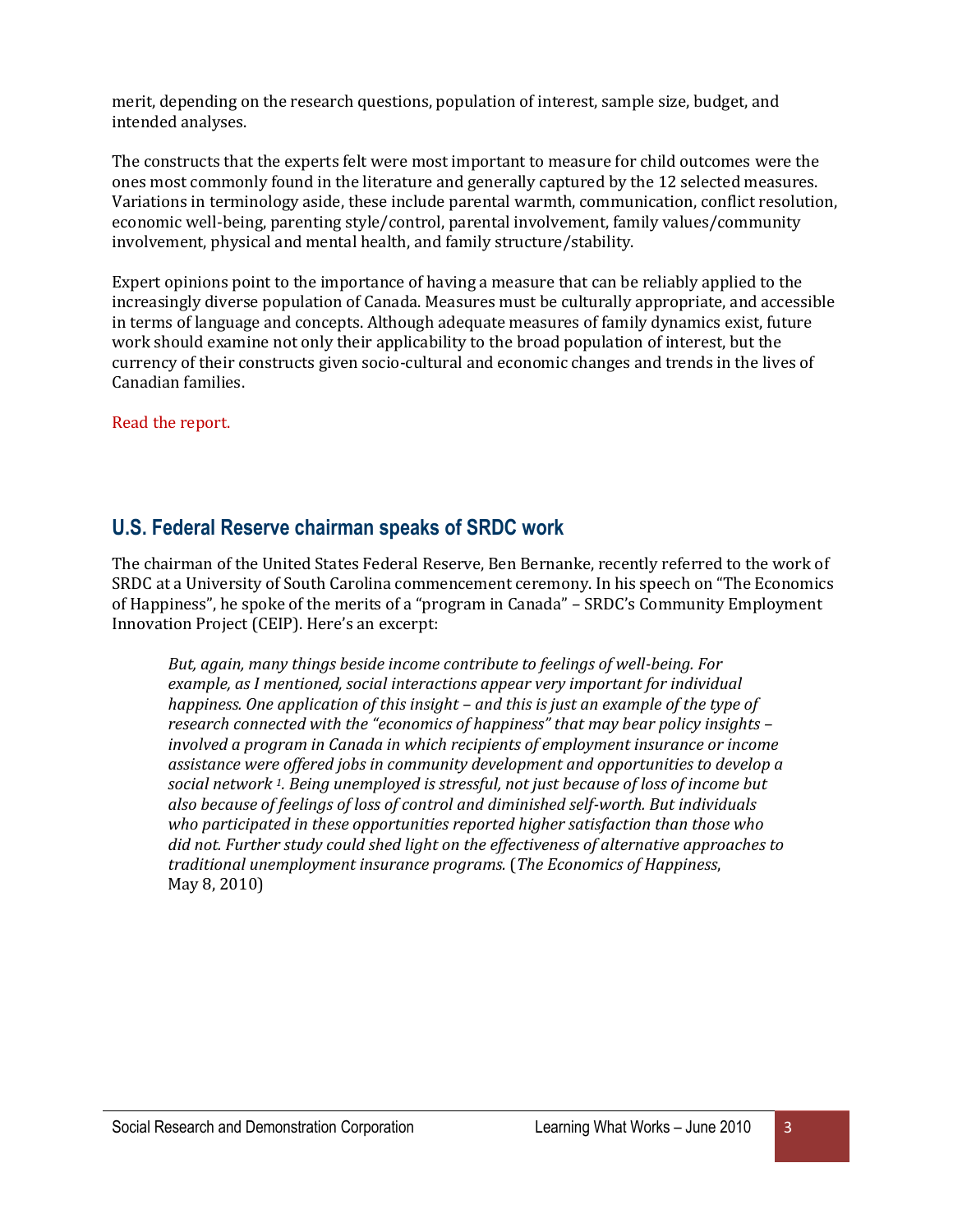merit, depending on the research questions, population of interest, sample size, budget, and intended analyses.

The constructs that the experts felt were most important to measure for child outcomes were the ones most commonly found in the literature and generally captured by the 12 selected measures. Variations in terminology aside, these include parental warmth, communication, conflict resolution, economic well-being, parenting style/control, parental involvement, family values/community involvement, physical and mental health, and family structure/stability.

Expert opinions point to the importance of having a measure that can be reliably applied to the increasingly diverse population of Canada. Measures must be culturally appropriate, and accessible in terms of language and concepts. Although adequate measures of family dynamics exist, future work should examine not only their applicability to the broad population of interest, but the currency of their constructs given socio-cultural and economic changes and trends in the lives of Canadian families.

Read the report.

## U.S. Federal Reserve chairman speaks of SRDC work

The chairman of the United States Federal Reserve, Ben Bernanke, recently referred to the work of SRDC at a University of South Carolina commencement ceremony. In his speech on "The Economics of Happiness", he spoke of the merits of a "program in Canada" – SRDC's Community Employment Innovation Project (CEIP). Here's an excerpt:

> *But, again, many things beside income contribute to feelings of well-being. For example, as I mentioned, social interactions appear very important for individual happiness. One application of this insight – and this is just an example of the type of research connected with the "economics of happiness" that may bear policy insights – involved a program in Canada in which recipients of employment insurance or income assistance were offered jobs in community development and opportunities to develop a social network* [1]*. Being unemployed is stressful, not just because of loss of income but also because of feelings of loss of control and diminished self-worth. But individuals who participated in these opportunities reported higher satisfaction than those who did not. Further study could shed light on the effectiveness of alternative approaches to traditional unemployment insurance programs.* (*The Economics of Happiness*, May 8, 2010)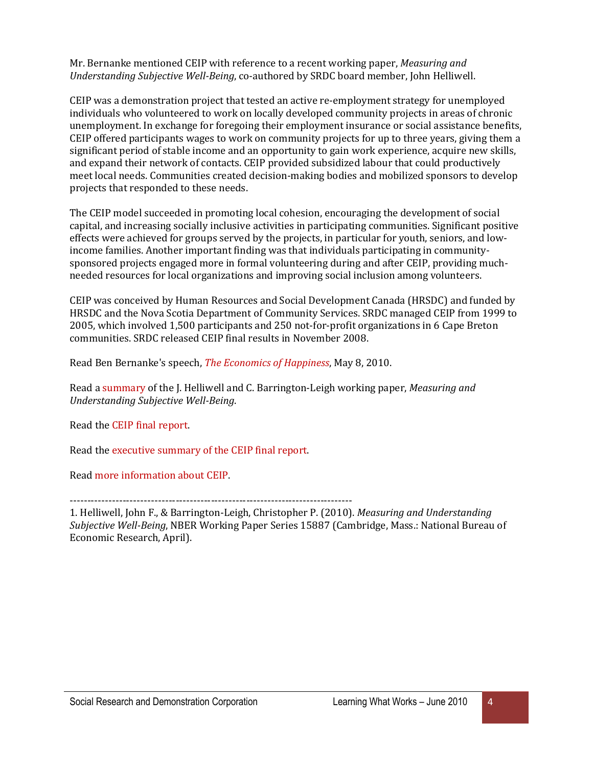Mr. Bernanke mentioned CEIP with reference to a recent working paper, *Measuring and Understanding Subjective Well-Being*, co-authored by SRDC board member, John Helliwell.

CEIP was a demonstration project that tested an active re-employment strategy for unemployed individuals who volunteered to work on locally developed community projects in areas of chronic unemployment. In exchange for foregoing their employment insurance or social assistance benefits, CEIP offered participants wages to work on community projects for up to three years, giving them a significant period of stable income and an opportunity to gain work experience, acquire new skills, and expand their network of contacts. CEIP provided subsidized labour that could productively meet local needs. Communities created decision-making bodies and mobilized sponsors to develop projects that responded to these needs.

The CEIP model succeeded in promoting local cohesion, encouraging the development of social capital, and increasing socially inclusive activities in participating communities. Significant positive effects were achieved for groups served by the projects, in particular for youth, seniors, and low-income families. Another important finding was that individuals participating in community-sponsored projects engaged more in formal volunteering during and after CEIP, providing much-needed resources for local organizations and improving social inclusion among volunteers.

CEIP was conceived by Human Resources and Social Development Canada (HRSDC) and funded by HRSDC and the Nova Scotia Department of Community Services. SRDC managed CEIP from 1999 to 2005, which involved 1,500 participants and 250 not-for-profit organizations in 6 Cape Breton communities. SRDC released CEIP final results in November 2008.

Read Ben Bernanke's speech, *The Economics of Happiness*, May 8, 2010.

Read a summary of the J. Helliwell and C. Barrington-Leigh working paper, *Measuring and Understanding Subjective Well-Being*.

Read the CEIP final report.

Read the executive summary of the CEIP final report.

Read more information about CEIP.

--------------------------------------------------------------------------------

1. Helliwell, John F., & Barrington-Leigh, Christopher P. (2010). *Measuring and Understanding Subjective Well-Being*, NBER Working Paper Series 15887 (Cambridge, Mass.: National Bureau of Economic Research, April).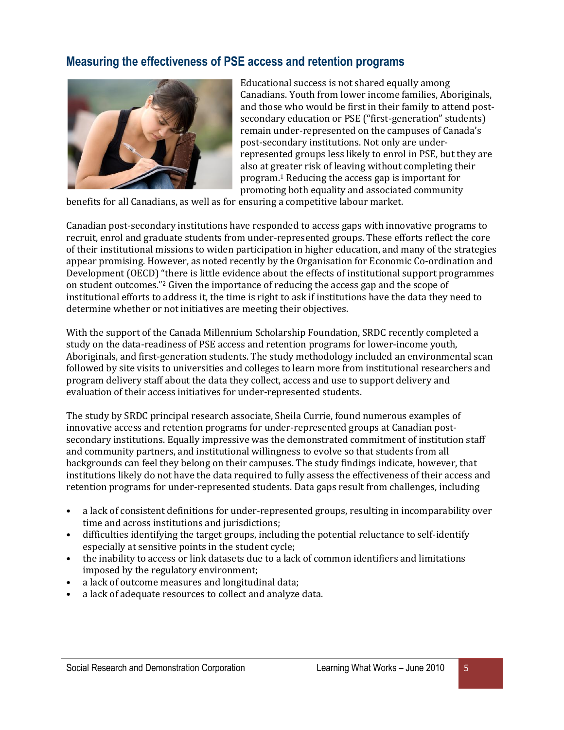## Measuring the effectiveness of PSE access and retention programs

Educational success is not shared equally among Canadians. Youth from lower income families, Aboriginals, and those who would be first in their family to attend post-secondary education or PSE ("first-generation" students) remain under-represented on the campuses of Canada's post-secondary institutions. Not only are under-represented groups less likely to enrol in PSE, but they are also at greater risk of leaving without completing their program.[1] Reducing the access gap is important for promoting both equality and associated community benefits for all Canadians, as well as for ensuring a competitive labour market.

Canadian post-secondary institutions have responded to access gaps with innovative programs to recruit, enrol and graduate students from under-represented groups. These efforts reflect the core of their institutional missions to widen participation in higher education, and many of the strategies appear promising. However, as noted recently by the Organisation for Economic Co-ordination and Development (OECD) "there is little evidence about the effects of institutional support programmes on student outcomes."[2] Given the importance of reducing the access gap and the scope of institutional efforts to address it, the time is right to ask if institutions have the data they need to determine whether or not initiatives are meeting their objectives.

With the support of the Canada Millennium Scholarship Foundation, SRDC recently completed a study on the data-readiness of PSE access and retention programs for lower-income youth, Aboriginals, and first-generation students. The study methodology included an environmental scan followed by site visits to universities and colleges to learn more from institutional researchers and program delivery staff about the data they collect, access and use to support delivery and evaluation of their access initiatives for under-represented students.

The study by SRDC principal research associate, Sheila Currie, found numerous examples of innovative access and retention programs for under-represented groups at Canadian post-secondary institutions. Equally impressive was the demonstrated commitment of institution staff and community partners, and institutional willingness to evolve so that students from all backgrounds can feel they belong on their campuses. The study findings indicate, however, that institutions likely do not have the data required to fully assess the effectiveness of their access and retention programs for under-represented students. Data gaps result from challenges, including

- a lack of consistent definitions for under-represented groups, resulting in incomparability over time and across institutions and jurisdictions;
- difficulties identifying the target groups, including the potential reluctance to self-identify especially at sensitive points in the student cycle;
- the inability to access or link datasets due to a lack of common identifiers and limitations imposed by the regulatory environment;
- a lack of outcome measures and longitudinal data;
- a lack of adequate resources to collect and analyze data.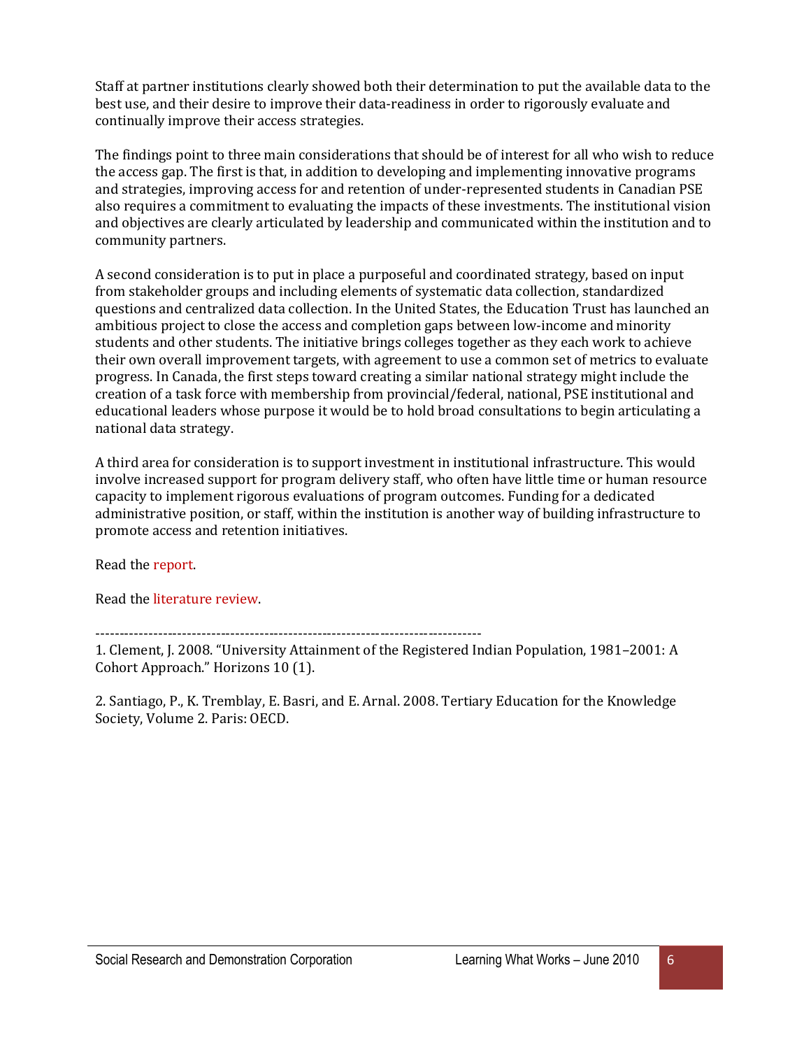Staff at partner institutions clearly showed both their determination to put the available data to the best use, and their desire to improve their data-readiness in order to rigorously evaluate and continually improve their access strategies.

The findings point to three main considerations that should be of interest for all who wish to reduce the access gap. The first is that, in addition to developing and implementing innovative programs and strategies, improving access for and retention of under-represented students in Canadian PSE also requires a commitment to evaluating the impacts of these investments. The institutional vision and objectives are clearly articulated by leadership and communicated within the institution and to community partners.

A second consideration is to put in place a purposeful and coordinated strategy, based on input from stakeholder groups and including elements of systematic data collection, standardized questions and centralized data collection. In the United States, the Education Trust has launched an ambitious project to close the access and completion gaps between low-income and minority students and other students. The initiative brings colleges together as they each work to achieve their own overall improvement targets, with agreement to use a common set of metrics to evaluate progress. In Canada, the first steps toward creating a similar national strategy might include the creation of a task force with membership from provincial/federal, national, PSE institutional and educational leaders whose purpose it would be to hold broad consultations to begin articulating a national data strategy.

A third area for consideration is to support investment in institutional infrastructure. This would involve increased support for program delivery staff, who often have little time or human resource capacity to implement rigorous evaluations of program outcomes. Funding for a dedicated administrative position, or staff, within the institution is another way of building infrastructure to promote access and retention initiatives.

Read the report.

Read the literature review.

---

1. Clement, J. 2008. “University Attainment of the Registered Indian Population, 1981–2001: A Cohort Approach.” Horizons 10 (1).

2. Santiago, P., K. Tremblay, E. Basri, and E. Arnal. 2008. Tertiary Education for the Knowledge Society, Volume 2. Paris: OECD.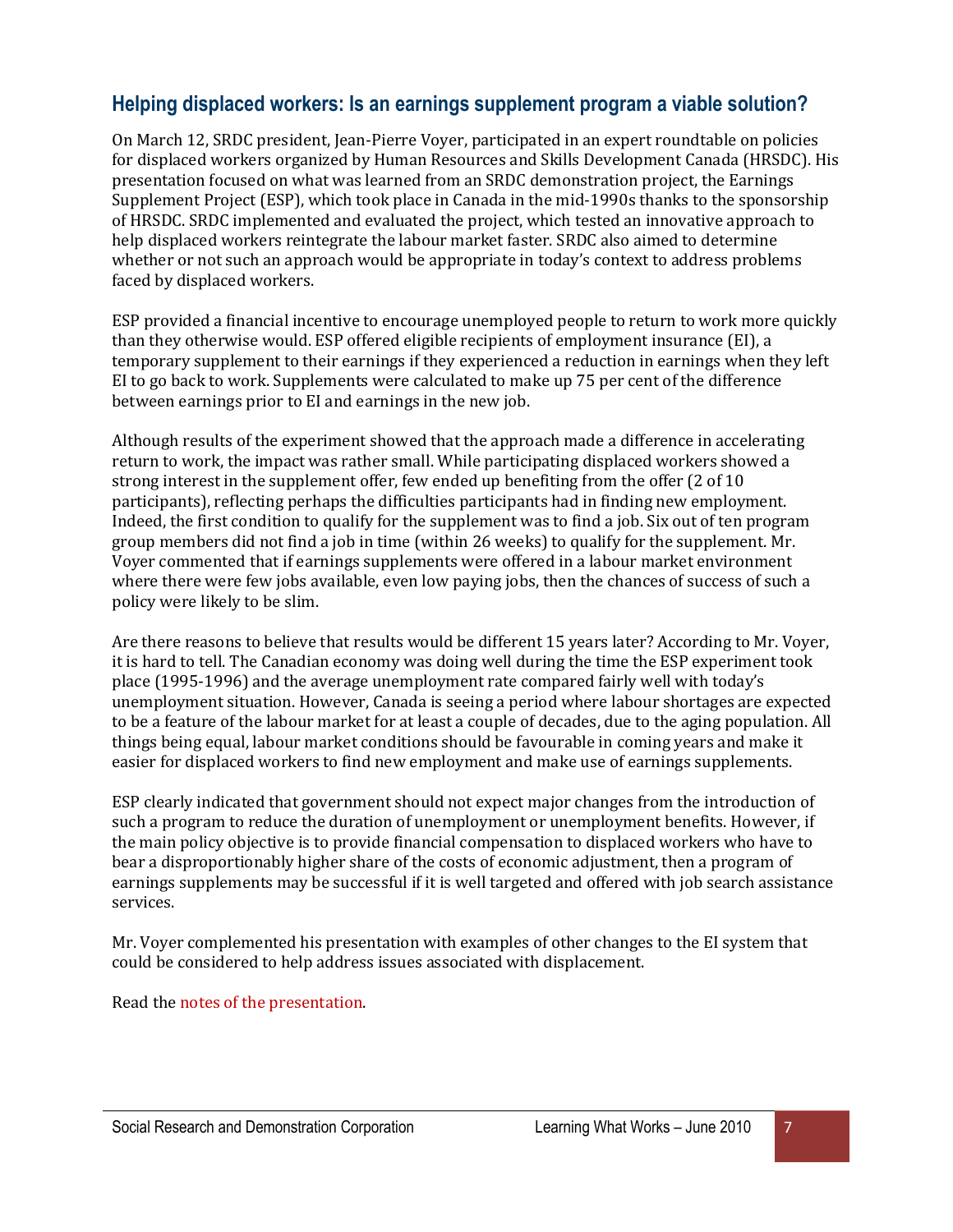## Helping displaced workers: Is an earnings supplement program a viable solution?

On March 12, SRDC president, Jean-Pierre Voyer, participated in an expert roundtable on policies for displaced workers organized by Human Resources and Skills Development Canada (HRSDC). His presentation focused on what was learned from an SRDC demonstration project, the Earnings Supplement Project (ESP), which took place in Canada in the mid-1990s thanks to the sponsorship of HRSDC. SRDC implemented and evaluated the project, which tested an innovative approach to help displaced workers reintegrate the labour market faster. SRDC also aimed to determine whether or not such an approach would be appropriate in today's context to address problems faced by displaced workers.

ESP provided a financial incentive to encourage unemployed people to return to work more quickly than they otherwise would. ESP offered eligible recipients of employment insurance (EI), a temporary supplement to their earnings if they experienced a reduction in earnings when they left EI to go back to work. Supplements were calculated to make up 75 per cent of the difference between earnings prior to EI and earnings in the new job.

Although results of the experiment showed that the approach made a difference in accelerating return to work, the impact was rather small. While participating displaced workers showed a strong interest in the supplement offer, few ended up benefiting from the offer (2 of 10 participants), reflecting perhaps the difficulties participants had in finding new employment. Indeed, the first condition to qualify for the supplement was to find a job. Six out of ten program group members did not find a job in time (within 26 weeks) to qualify for the supplement. Mr. Voyer commented that if earnings supplements were offered in a labour market environment where there were few jobs available, even low paying jobs, then the chances of success of such a policy were likely to be slim.

Are there reasons to believe that results would be different 15 years later? According to Mr. Voyer, it is hard to tell. The Canadian economy was doing well during the time the ESP experiment took place (1995-1996) and the average unemployment rate compared fairly well with today's unemployment situation. However, Canada is seeing a period where labour shortages are expected to be a feature of the labour market for at least a couple of decades, due to the aging population. All things being equal, labour market conditions should be favourable in coming years and make it easier for displaced workers to find new employment and make use of earnings supplements.

ESP clearly indicated that government should not expect major changes from the introduction of such a program to reduce the duration of unemployment or unemployment benefits. However, if the main policy objective is to provide financial compensation to displaced workers who have to bear a disproportionably higher share of the costs of economic adjustment, then a program of earnings supplements may be successful if it is well targeted and offered with job search assistance services.

Mr. Voyer complemented his presentation with examples of other changes to the EI system that could be considered to help address issues associated with displacement.

Read the notes of the presentation.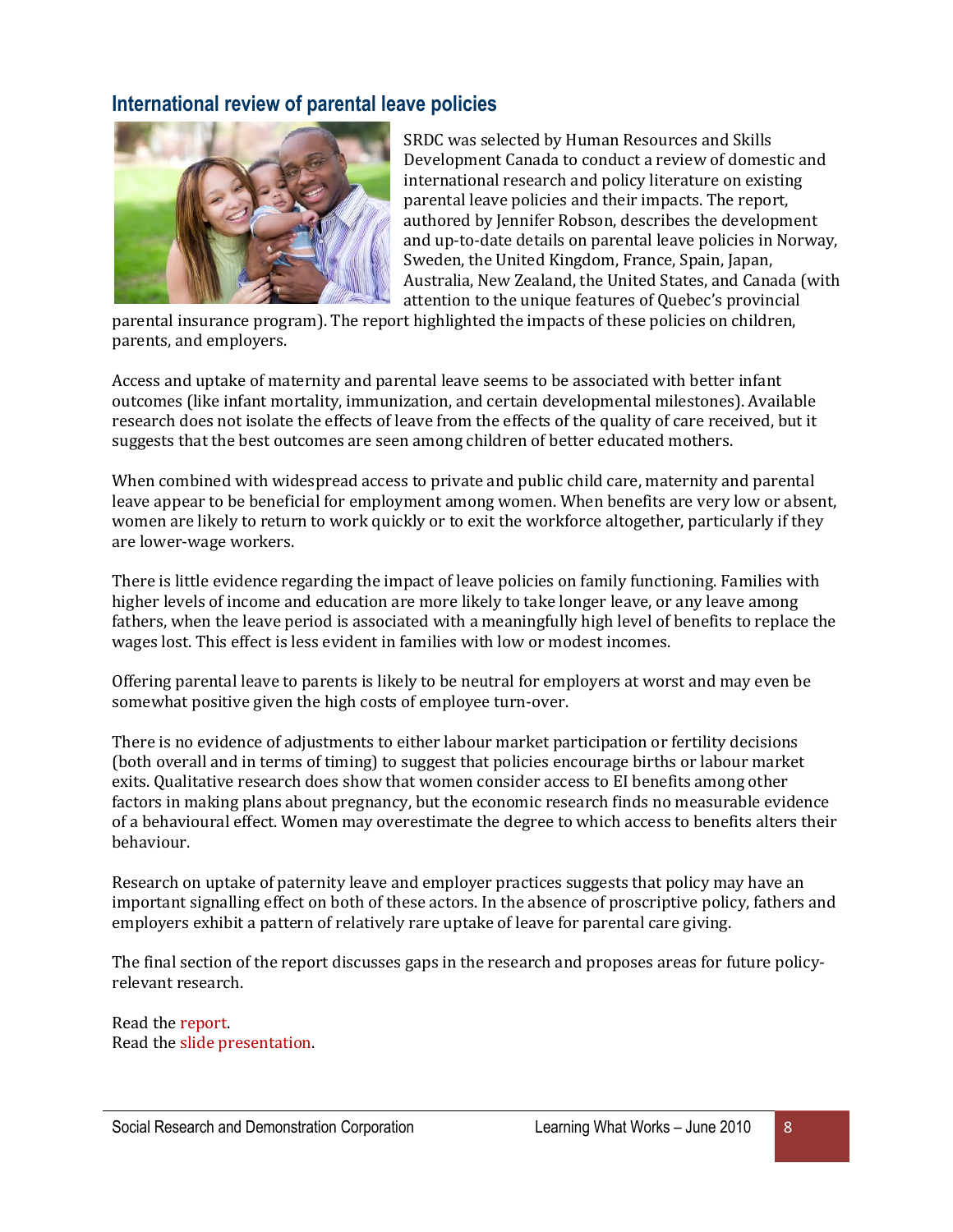## International review of parental leave policies

SRDC was selected by Human Resources and Skills Development Canada to conduct a review of domestic and international research and policy literature on existing parental leave policies and their impacts. The report, authored by Jennifer Robson, describes the development and up-to-date details on parental leave policies in Norway, Sweden, the United Kingdom, France, Spain, Japan, Australia, New Zealand, the United States, and Canada (with attention to the unique features of Quebec's provincial parental insurance program). The report highlighted the impacts of these policies on children, parents, and employers.

Access and uptake of maternity and parental leave seems to be associated with better infant outcomes (like infant mortality, immunization, and certain developmental milestones). Available research does not isolate the effects of leave from the effects of the quality of care received, but it suggests that the best outcomes are seen among children of better educated mothers.

When combined with widespread access to private and public child care, maternity and parental leave appear to be beneficial for employment among women. When benefits are very low or absent, women are likely to return to work quickly or to exit the workforce altogether, particularly if they are lower-wage workers.

There is little evidence regarding the impact of leave policies on family functioning. Families with higher levels of income and education are more likely to take longer leave, or any leave among fathers, when the leave period is associated with a meaningfully high level of benefits to replace the wages lost. This effect is less evident in families with low or modest incomes.

Offering parental leave to parents is likely to be neutral for employers at worst and may even be somewhat positive given the high costs of employee turn-over.

There is no evidence of adjustments to either labour market participation or fertility decisions (both overall and in terms of timing) to suggest that policies encourage births or labour market exits. Qualitative research does show that women consider access to EI benefits among other factors in making plans about pregnancy, but the economic research finds no measurable evidence of a behavioural effect. Women may overestimate the degree to which access to benefits alters their behaviour.

Research on uptake of paternity leave and employer practices suggests that policy may have an important signalling effect on both of these actors. In the absence of proscriptive policy, fathers and employers exhibit a pattern of relatively rare uptake of leave for parental care giving.

The final section of the report discusses gaps in the research and proposes areas for future policy-relevant research.

Read the report.
Read the slide presentation.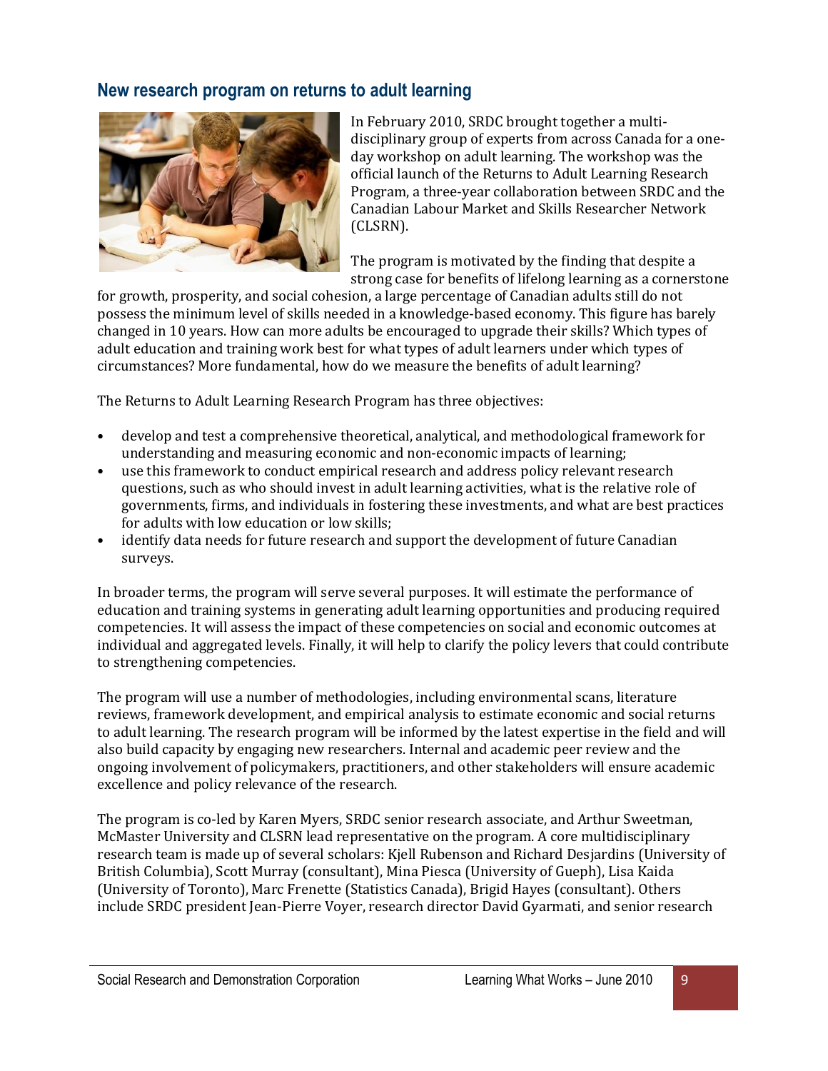## New research program on returns to adult learning

In February 2010, SRDC brought together a multi-disciplinary group of experts from across Canada for a one-day workshop on adult learning. The workshop was the official launch of the Returns to Adult Learning Research Program, a three-year collaboration between SRDC and the Canadian Labour Market and Skills Researcher Network (CLSRN).

The program is motivated by the finding that despite a strong case for benefits of lifelong learning as a cornerstone for growth, prosperity, and social cohesion, a large percentage of Canadian adults still do not possess the minimum level of skills needed in a knowledge-based economy. This figure has barely changed in 10 years. How can more adults be encouraged to upgrade their skills? Which types of adult education and training work best for what types of adult learners under which types of circumstances? More fundamental, how do we measure the benefits of adult learning?

The Returns to Adult Learning Research Program has three objectives:

- develop and test a comprehensive theoretical, analytical, and methodological framework for understanding and measuring economic and non-economic impacts of learning;
- use this framework to conduct empirical research and address policy relevant research questions, such as who should invest in adult learning activities, what is the relative role of governments, firms, and individuals in fostering these investments, and what are best practices for adults with low education or low skills;
- identify data needs for future research and support the development of future Canadian surveys.

In broader terms, the program will serve several purposes. It will estimate the performance of education and training systems in generating adult learning opportunities and producing required competencies. It will assess the impact of these competencies on social and economic outcomes at individual and aggregated levels. Finally, it will help to clarify the policy levers that could contribute to strengthening competencies.

The program will use a number of methodologies, including environmental scans, literature reviews, framework development, and empirical analysis to estimate economic and social returns to adult learning. The research program will be informed by the latest expertise in the field and will also build capacity by engaging new researchers. Internal and academic peer review and the ongoing involvement of policymakers, practitioners, and other stakeholders will ensure academic excellence and policy relevance of the research.

The program is co-led by Karen Myers, SRDC senior research associate, and Arthur Sweetman, McMaster University and CLSRN lead representative on the program. A core multidisciplinary research team is made up of several scholars: Kjell Rubenson and Richard Desjardins (University of British Columbia), Scott Murray (consultant), Mina Piesca (University of Gueph), Lisa Kaida (University of Toronto), Marc Frenette (Statistics Canada), Brigid Hayes (consultant). Others include SRDC president Jean-Pierre Voyer, research director David Gyarmati, and senior research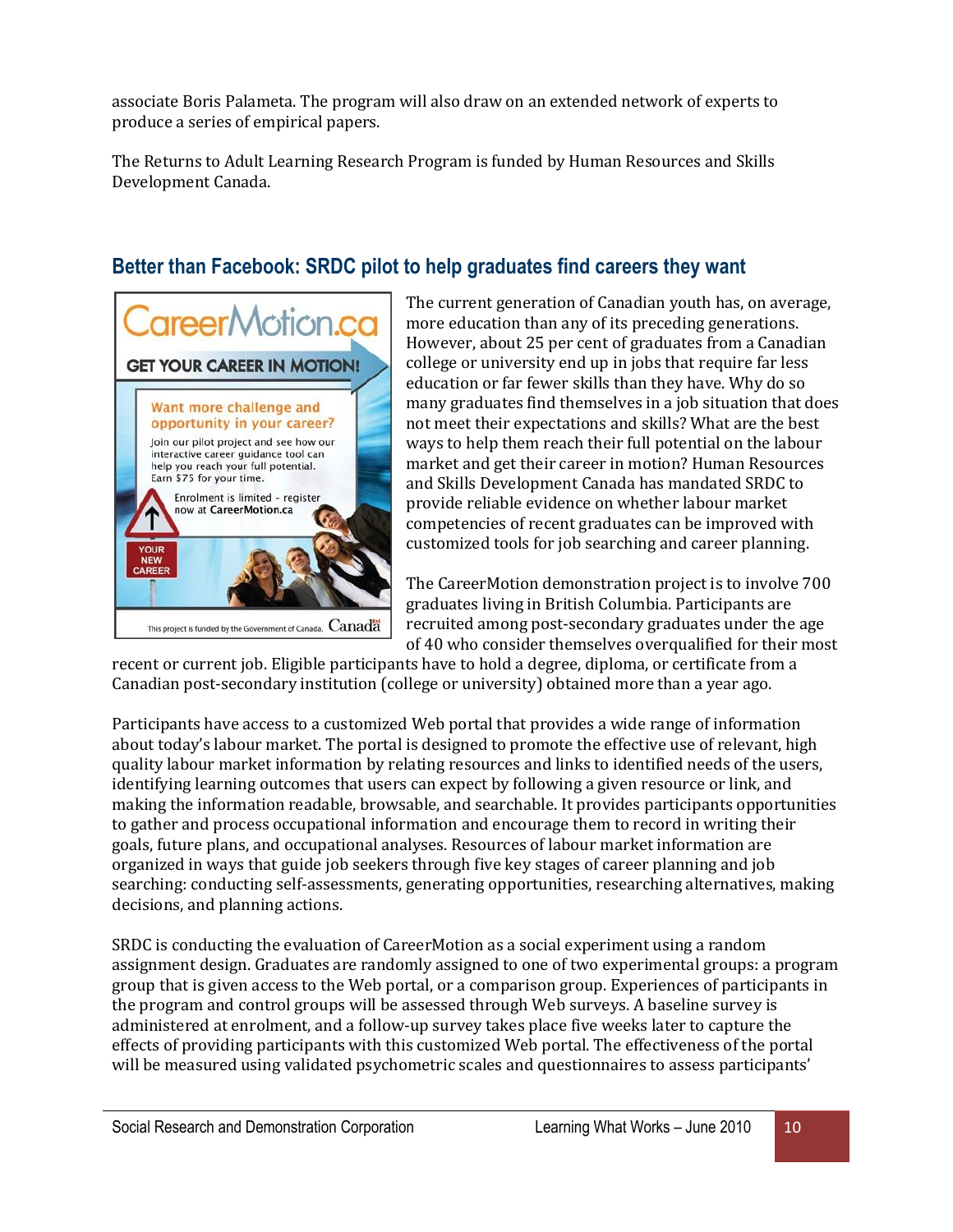associate Boris Palameta. The program will also draw on an extended network of experts to produce a series of empirical papers.

The Returns to Adult Learning Research Program is funded by Human Resources and Skills Development Canada.

## Better than Facebook: SRDC pilot to help graduates find careers they want

CareerMotion.ca

GET YOUR CAREER IN MOTION!

Want more challenge and opportunity in your career?

Join our pilot project and see how our interactive career guidance tool can help you reach your full potential. Earn $75 for your time.

Enrolment is limited - register now at CareerMotion.ca

YOUR NEW CAREER

This project is funded by the Government of Canada. Canada

The current generation of Canadian youth has, on average, more education than any of its preceding generations. However, about 25 per cent of graduates from a Canadian college or university end up in jobs that require far less education or far fewer skills than they have. Why do so many graduates find themselves in a job situation that does not meet their expectations and skills? What are the best ways to help them reach their full potential on the labour market and get their career in motion? Human Resources and Skills Development Canada has mandated SRDC to provide reliable evidence on whether labour market competencies of recent graduates can be improved with customized tools for job searching and career planning.

The CareerMotion demonstration project is to involve 700 graduates living in British Columbia. Participants are recruited among post-secondary graduates under the age of 40 who consider themselves overqualified for their most recent or current job. Eligible participants have to hold a degree, diploma, or certificate from a Canadian post-secondary institution (college or university) obtained more than a year ago.

Participants have access to a customized Web portal that provides a wide range of information about today's labour market. The portal is designed to promote the effective use of relevant, high quality labour market information by relating resources and links to identified needs of the users, identifying learning outcomes that users can expect by following a given resource or link, and making the information readable, browsable, and searchable. It provides participants opportunities to gather and process occupational information and encourage them to record in writing their goals, future plans, and occupational analyses. Resources of labour market information are organized in ways that guide job seekers through five key stages of career planning and job searching: conducting self-assessments, generating opportunities, researching alternatives, making decisions, and planning actions.

SRDC is conducting the evaluation of CareerMotion as a social experiment using a random assignment design. Graduates are randomly assigned to one of two experimental groups: a program group that is given access to the Web portal, or a comparison group. Experiences of participants in the program and control groups will be assessed through Web surveys. A baseline survey is administered at enrolment, and a follow-up survey takes place five weeks later to capture the effects of providing participants with this customized Web portal. The effectiveness of the portal will be measured using validated psychometric scales and questionnaires to assess participants'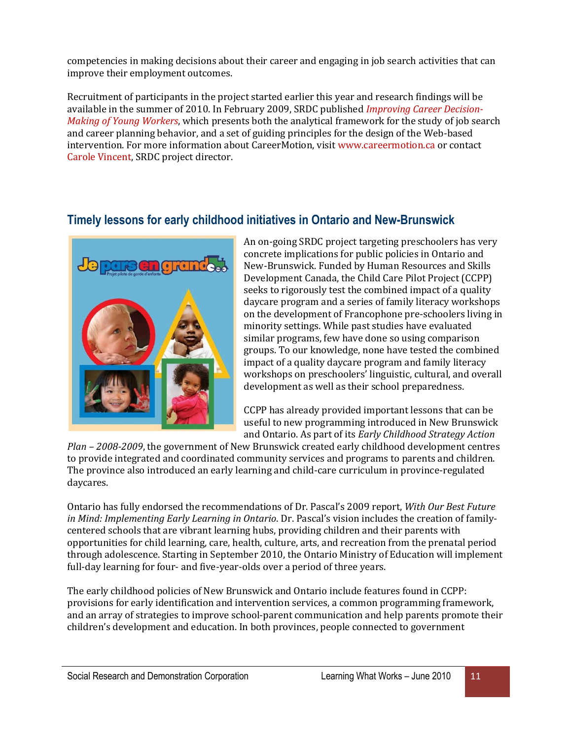competencies in making decisions about their career and engaging in job search activities that can improve their employment outcomes.

Recruitment of participants in the project started earlier this year and research findings will be available in the summer of 2010. In February 2009, SRDC published *Improving Career Decision-Making of Young Workers*, which presents both the analytical framework for the study of job search and career planning behavior, and a set of guiding principles for the design of the Web-based intervention. For more information about CareerMotion, visit www.careermotion.ca or contact Carole Vincent, SRDC project director.

## Timely lessons for early childhood initiatives in Ontario and New-Brunswick

An on-going SRDC project targeting preschoolers has very concrete implications for public policies in Ontario and New-Brunswick. Funded by Human Resources and Skills Development Canada, the Child Care Pilot Project (CCPP) seeks to rigorously test the combined impact of a quality daycare program and a series of family literacy workshops on the development of Francophone pre-schoolers living in minority settings. While past studies have evaluated similar programs, few have done so using comparison groups. To our knowledge, none have tested the combined impact of a quality daycare program and family literacy workshops on preschoolers' linguistic, cultural, and overall development as well as their school preparedness.

CCPP has already provided important lessons that can be useful to new programming introduced in New Brunswick and Ontario. As part of its *Early Childhood Strategy Action Plan – 2008-2009*, the government of New Brunswick created early childhood development centres to provide integrated and coordinated community services and programs to parents and children. The province also introduced an early learning and child-care curriculum in province-regulated daycares.

Ontario has fully endorsed the recommendations of Dr. Pascal's 2009 report, *With Our Best Future in Mind: Implementing Early Learning in Ontario*. Dr. Pascal's vision includes the creation of family-centered schools that are vibrant learning hubs, providing children and their parents with opportunities for child learning, care, health, culture, arts, and recreation from the prenatal period through adolescence. Starting in September 2010, the Ontario Ministry of Education will implement full-day learning for four- and five-year-olds over a period of three years.

The early childhood policies of New Brunswick and Ontario include features found in CCPP: provisions for early identification and intervention services, a common programming framework, and an array of strategies to improve school-parent communication and help parents promote their children's development and education. In both provinces, people connected to government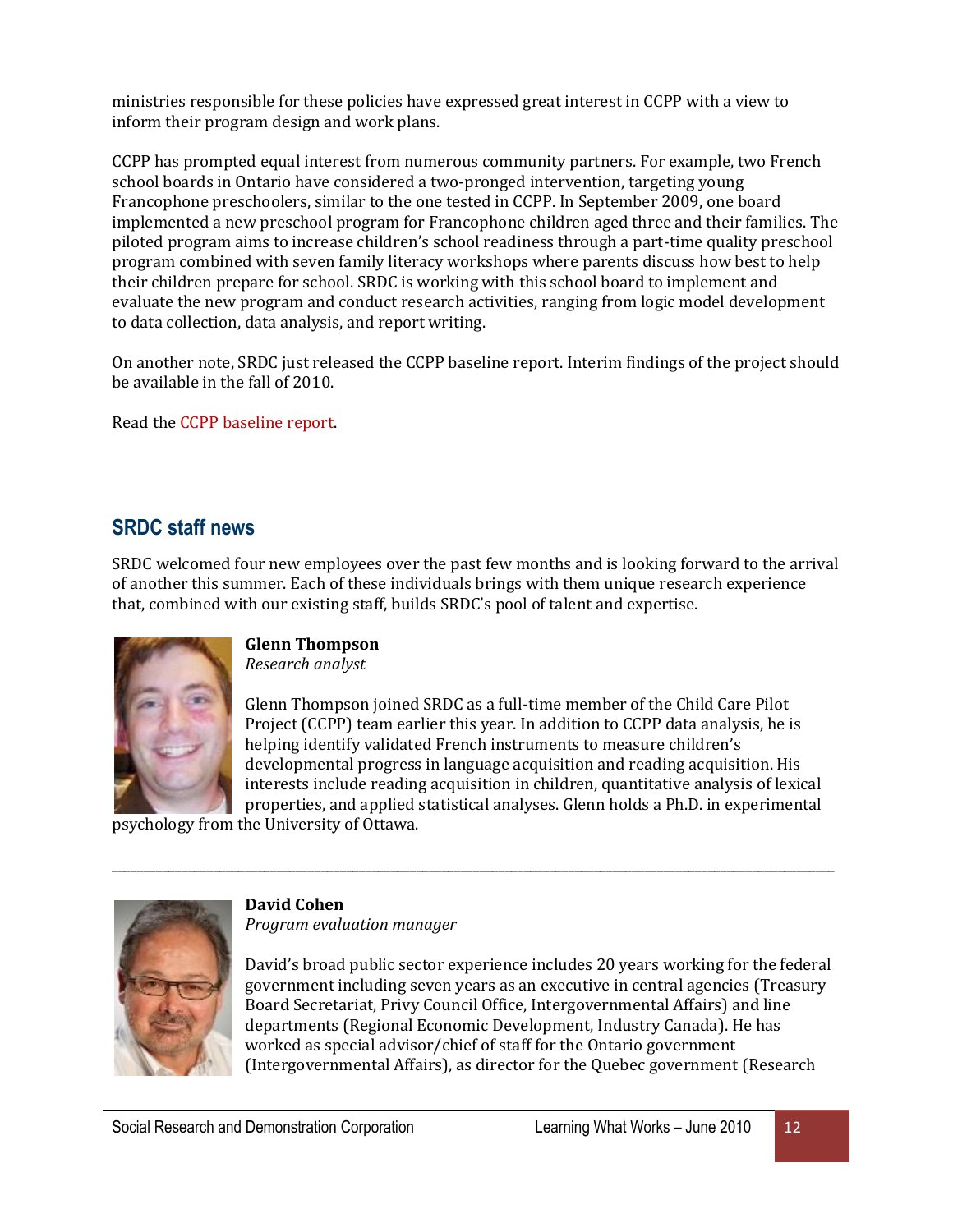ministries responsible for these policies have expressed great interest in CCPP with a view to inform their program design and work plans.

CCPP has prompted equal interest from numerous community partners. For example, two French school boards in Ontario have considered a two-pronged intervention, targeting young Francophone preschoolers, similar to the one tested in CCPP. In September 2009, one board implemented a new preschool program for Francophone children aged three and their families. The piloted program aims to increase children's school readiness through a part-time quality preschool program combined with seven family literacy workshops where parents discuss how best to help their children prepare for school. SRDC is working with this school board to implement and evaluate the new program and conduct research activities, ranging from logic model development to data collection, data analysis, and report writing.

On another note, SRDC just released the CCPP baseline report. Interim findings of the project should be available in the fall of 2010.

Read the CCPP baseline report.

## SRDC staff news

SRDC welcomed four new employees over the past few months and is looking forward to the arrival of another this summer. Each of these individuals brings with them unique research experience that, combined with our existing staff, builds SRDC's pool of talent and expertise.

**Glenn Thompson**
*Research analyst*

Glenn Thompson joined SRDC as a full-time member of the Child Care Pilot Project (CCPP) team earlier this year. In addition to CCPP data analysis, he is helping identify validated French instruments to measure children's developmental progress in language acquisition and reading acquisition. His interests include reading acquisition in children, quantitative analysis of lexical properties, and applied statistical analyses. Glenn holds a Ph.D. in experimental psychology from the University of Ottawa.

---

**David Cohen**
*Program evaluation manager*

David's broad public sector experience includes 20 years working for the federal government including seven years as an executive in central agencies (Treasury Board Secretariat, Privy Council Office, Intergovernmental Affairs) and line departments (Regional Economic Development, Industry Canada). He has worked as special advisor/chief of staff for the Ontario government (Intergovernmental Affairs), as director for the Quebec government (Research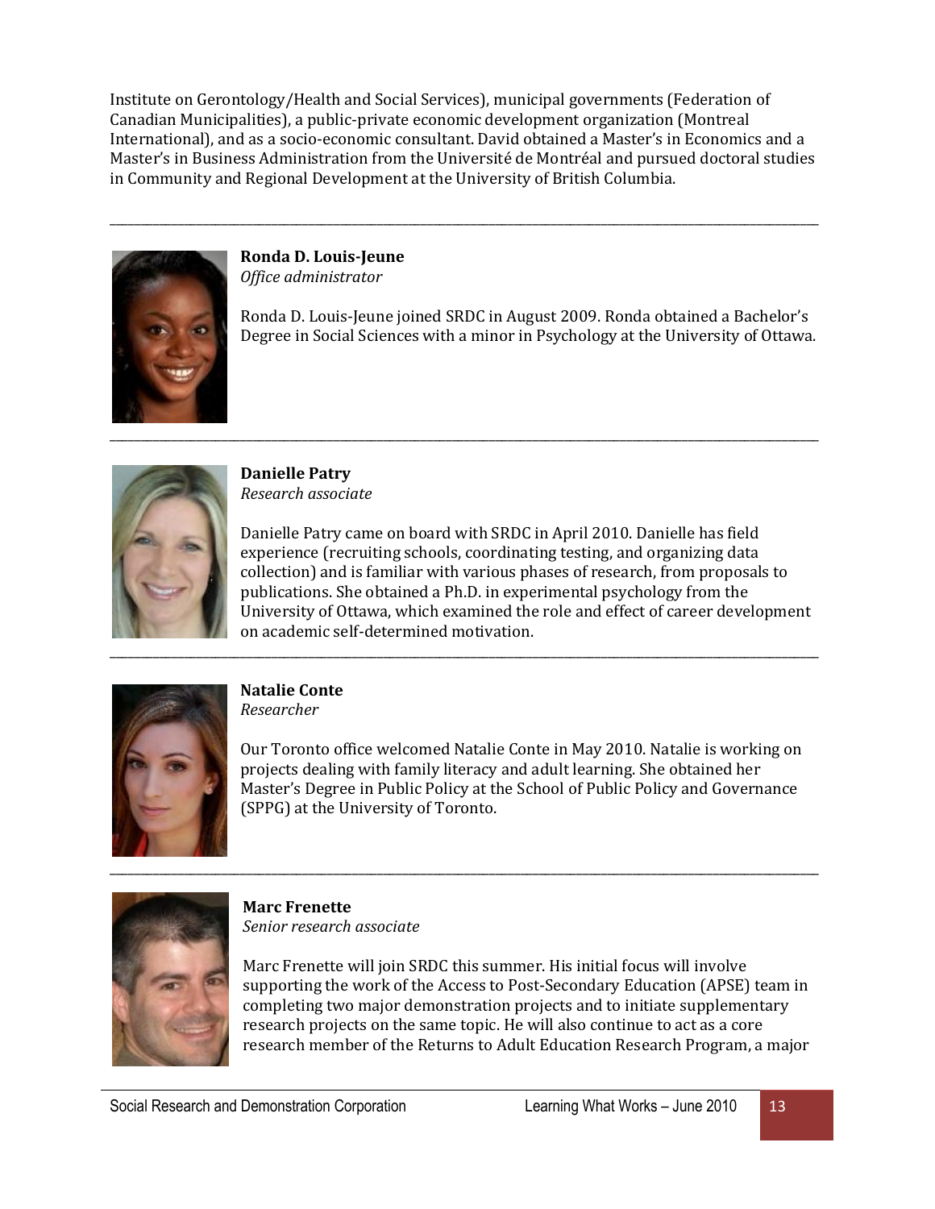Institute on Gerontology/Health and Social Services), municipal governments (Federation of Canadian Municipalities), a public-private economic development organization (Montreal International), and as a socio-economic consultant. David obtained a Master's in Economics and a Master's in Business Administration from the Université de Montréal and pursued doctoral studies in Community and Regional Development at the University of British Columbia.

---

**Ronda D. Louis-Jeune**
*Office administrator*

Ronda D. Louis-Jeune joined SRDC in August 2009. Ronda obtained a Bachelor's Degree in Social Sciences with a minor in Psychology at the University of Ottawa.

---

**Danielle Patry**
*Research associate*

Danielle Patry came on board with SRDC in April 2010. Danielle has field experience (recruiting schools, coordinating testing, and organizing data collection) and is familiar with various phases of research, from proposals to publications. She obtained a Ph.D. in experimental psychology from the University of Ottawa, which examined the role and effect of career development on academic self-determined motivation.

---

**Natalie Conte**
*Researcher*

Our Toronto office welcomed Natalie Conte in May 2010. Natalie is working on projects dealing with family literacy and adult learning. She obtained her Master's Degree in Public Policy at the School of Public Policy and Governance (SPPG) at the University of Toronto.

---

**Marc Frenette**
*Senior research associate*

Marc Frenette will join SRDC this summer. His initial focus will involve supporting the work of the Access to Post-Secondary Education (APSE) team in completing two major demonstration projects and to initiate supplementary research projects on the same topic. He will also continue to act as a core research member of the Returns to Adult Education Research Program, a major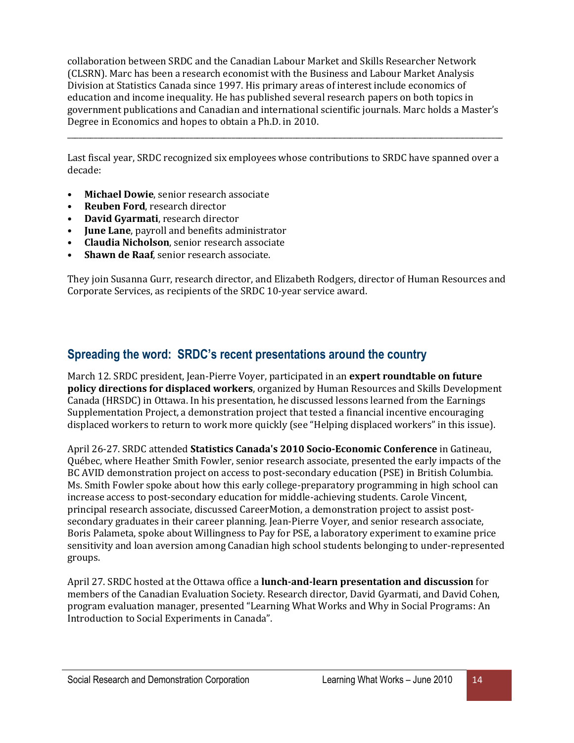collaboration between SRDC and the Canadian Labour Market and Skills Researcher Network (CLSRN). Marc has been a research economist with the Business and Labour Market Analysis Division at Statistics Canada since 1997. His primary areas of interest include economics of education and income inequality. He has published several research papers on both topics in government publications and Canadian and international scientific journals. Marc holds a Master's Degree in Economics and hopes to obtain a Ph.D. in 2010.

---

Last fiscal year, SRDC recognized six employees whose contributions to SRDC have spanned over a decade:

- **Michael Dowie**, senior research associate
- **Reuben Ford**, research director
- **David Gyarmati**, research director
- **June Lane**, payroll and benefits administrator
- **Claudia Nicholson**, senior research associate
- **Shawn de Raaf**, senior research associate.

They join Susanna Gurr, research director, and Elizabeth Rodgers, director of Human Resources and Corporate Services, as recipients of the SRDC 10-year service award.

## Spreading the word: SRDC's recent presentations around the country

March 12. SRDC president, Jean-Pierre Voyer, participated in an **expert roundtable on future policy directions for displaced workers**, organized by Human Resources and Skills Development Canada (HRSDC) in Ottawa. In his presentation, he discussed lessons learned from the Earnings Supplementation Project, a demonstration project that tested a financial incentive encouraging displaced workers to return to work more quickly (see "Helping displaced workers" in this issue).

April 26-27. SRDC attended **Statistics Canada's 2010 Socio-Economic Conference** in Gatineau, Québec, where Heather Smith Fowler, senior research associate, presented the early impacts of the BC AVID demonstration project on access to post-secondary education (PSE) in British Columbia. Ms. Smith Fowler spoke about how this early college-preparatory programming in high school can increase access to post-secondary education for middle-achieving students. Carole Vincent, principal research associate, discussed CareerMotion, a demonstration project to assist post-secondary graduates in their career planning. Jean-Pierre Voyer, and senior research associate, Boris Palameta, spoke about Willingness to Pay for PSE, a laboratory experiment to examine price sensitivity and loan aversion among Canadian high school students belonging to under-represented groups.

April 27. SRDC hosted at the Ottawa office a **lunch-and-learn presentation and discussion** for members of the Canadian Evaluation Society. Research director, David Gyarmati, and David Cohen, program evaluation manager, presented "Learning What Works and Why in Social Programs: An Introduction to Social Experiments in Canada".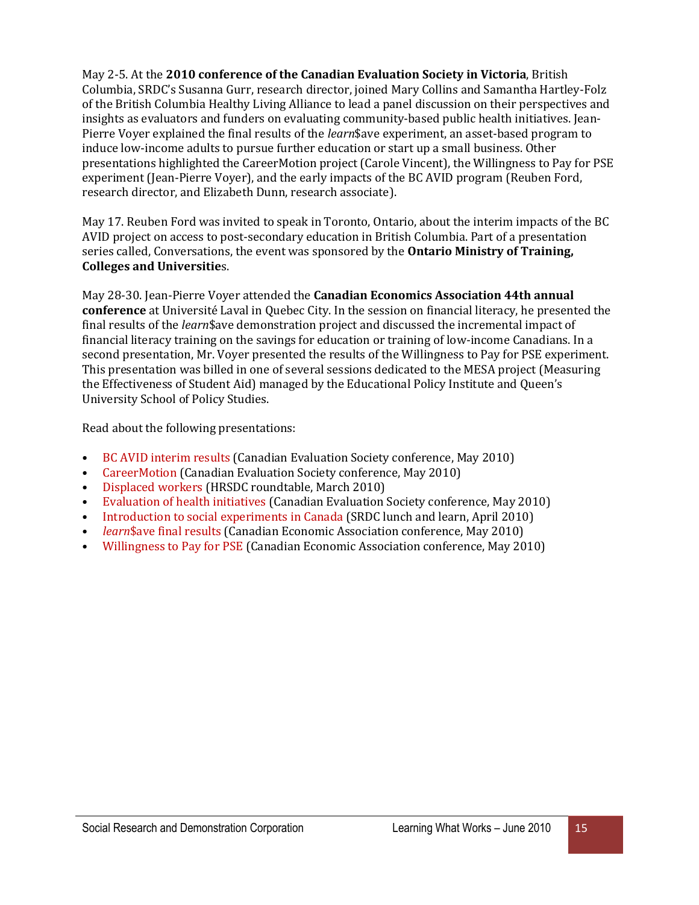May 2-5. At the **2010 conference of the Canadian Evaluation Society in Victoria**, British Columbia, SRDC's Susanna Gurr, research director, joined Mary Collins and Samantha Hartley-Folz of the British Columbia Healthy Living Alliance to lead a panel discussion on their perspectives and insights as evaluators and funders on evaluating community-based public health initiatives. Jean-Pierre Voyer explained the final results of the *learn*$ave experiment, an asset-based program to induce low-income adults to pursue further education or start up a small business. Other presentations highlighted the CareerMotion project (Carole Vincent), the Willingness to Pay for PSE experiment (Jean-Pierre Voyer), and the early impacts of the BC AVID program (Reuben Ford, research director, and Elizabeth Dunn, research associate).

May 17. Reuben Ford was invited to speak in Toronto, Ontario, about the interim impacts of the BC AVID project on access to post-secondary education in British Columbia. Part of a presentation series called, Conversations, the event was sponsored by the **Ontario Ministry of Training, Colleges and Universitie**s.

May 28-30. Jean-Pierre Voyer attended the **Canadian Economics Association 44th annual conference** at Université Laval in Quebec City. In the session on financial literacy, he presented the final results of the *learn*$ave demonstration project and discussed the incremental impact of financial literacy training on the savings for education or training of low-income Canadians. In a second presentation, Mr. Voyer presented the results of the Willingness to Pay for PSE experiment. This presentation was billed in one of several sessions dedicated to the MESA project (Measuring the Effectiveness of Student Aid) managed by the Educational Policy Institute and Queen's University School of Policy Studies.

Read about the following presentations:

- BC AVID interim results (Canadian Evaluation Society conference, May 2010)
- CareerMotion (Canadian Evaluation Society conference, May 2010)
- Displaced workers (HRSDC roundtable, March 2010)
- Evaluation of health initiatives (Canadian Evaluation Society conference, May 2010)
- Introduction to social experiments in Canada (SRDC lunch and learn, April 2010)
- *learn*$ave final results (Canadian Economic Association conference, May 2010)
- Willingness to Pay for PSE (Canadian Economic Association conference, May 2010)